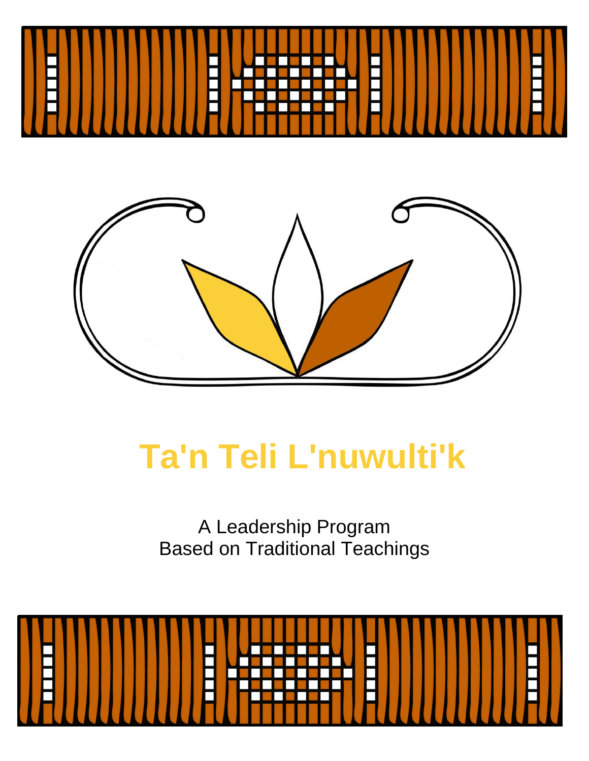# Ta'n Teli L'nuwulti'k

A Leadership Program
Based on Traditional Teachings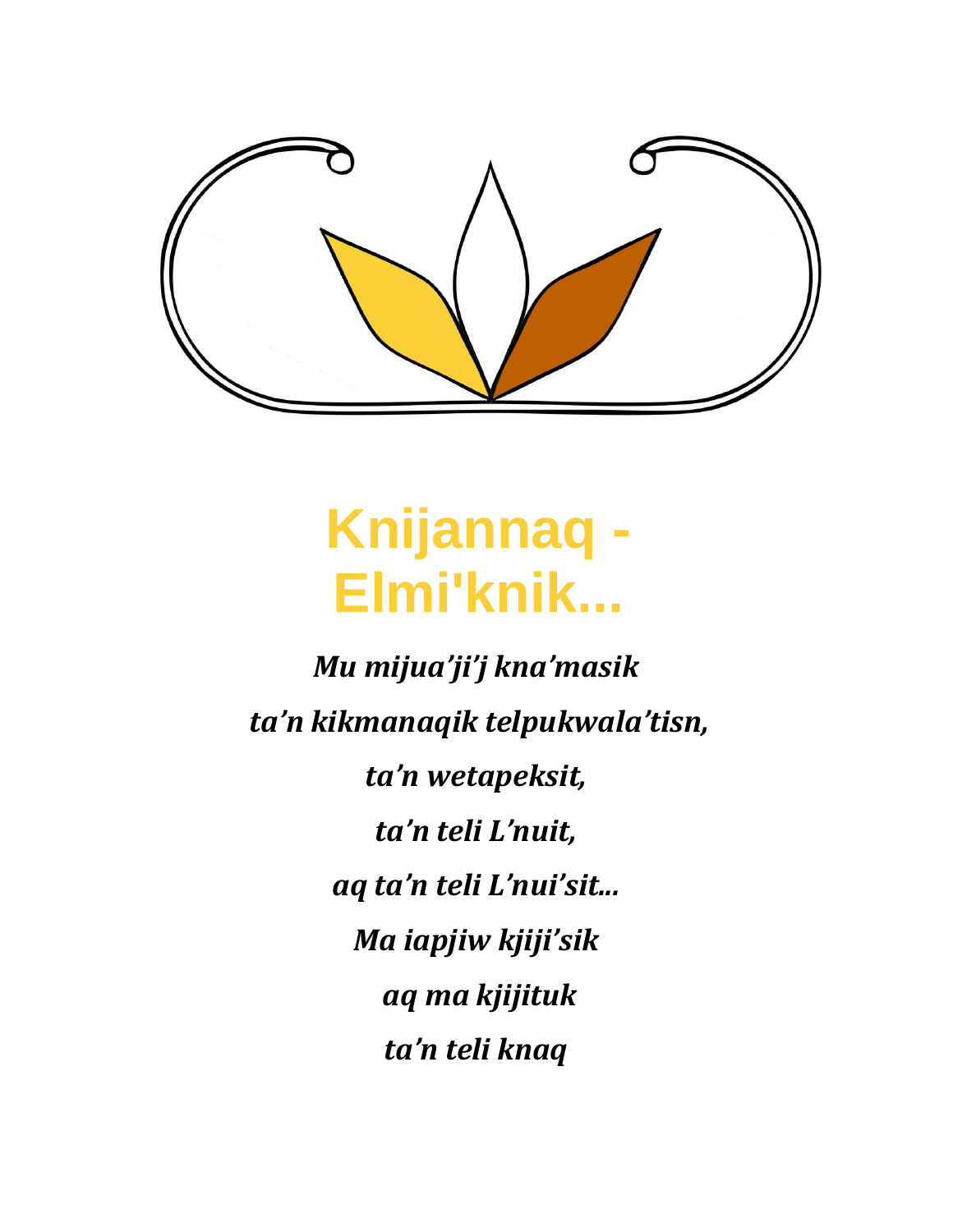# Knijannaq - Elmi'knik...

*Mu mijua'ji'j kna'masik*

*ta'n kikmanaqik telpukwala'tisn,*

*ta'n wetapeksit,*

*ta'n teli L'nuit,*

*aq ta'n teli L'nui'sit...*

*Ma iapjiw kjiji'sik*

*aq ma kjijituk*

*ta'n teli knaq*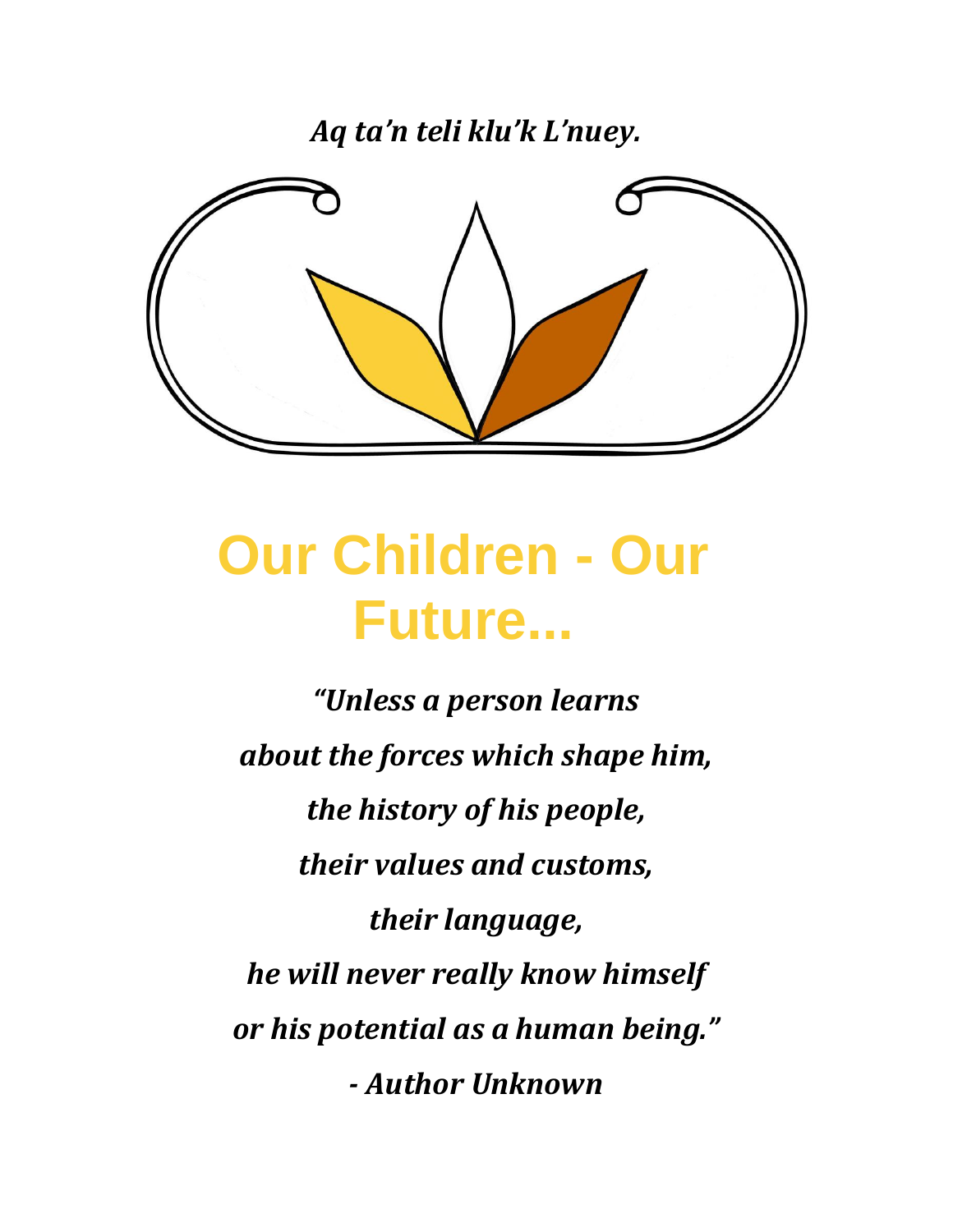*Aq ta'n teli klu'k L'nuey.*

# Our Children - Our Future...

*"Unless a person learns*

*about the forces which shape him,*

*the history of his people,*

*their values and customs,*

*their language,*

*he will never really know himself*

*or his potential as a human being."*

*- Author Unknown*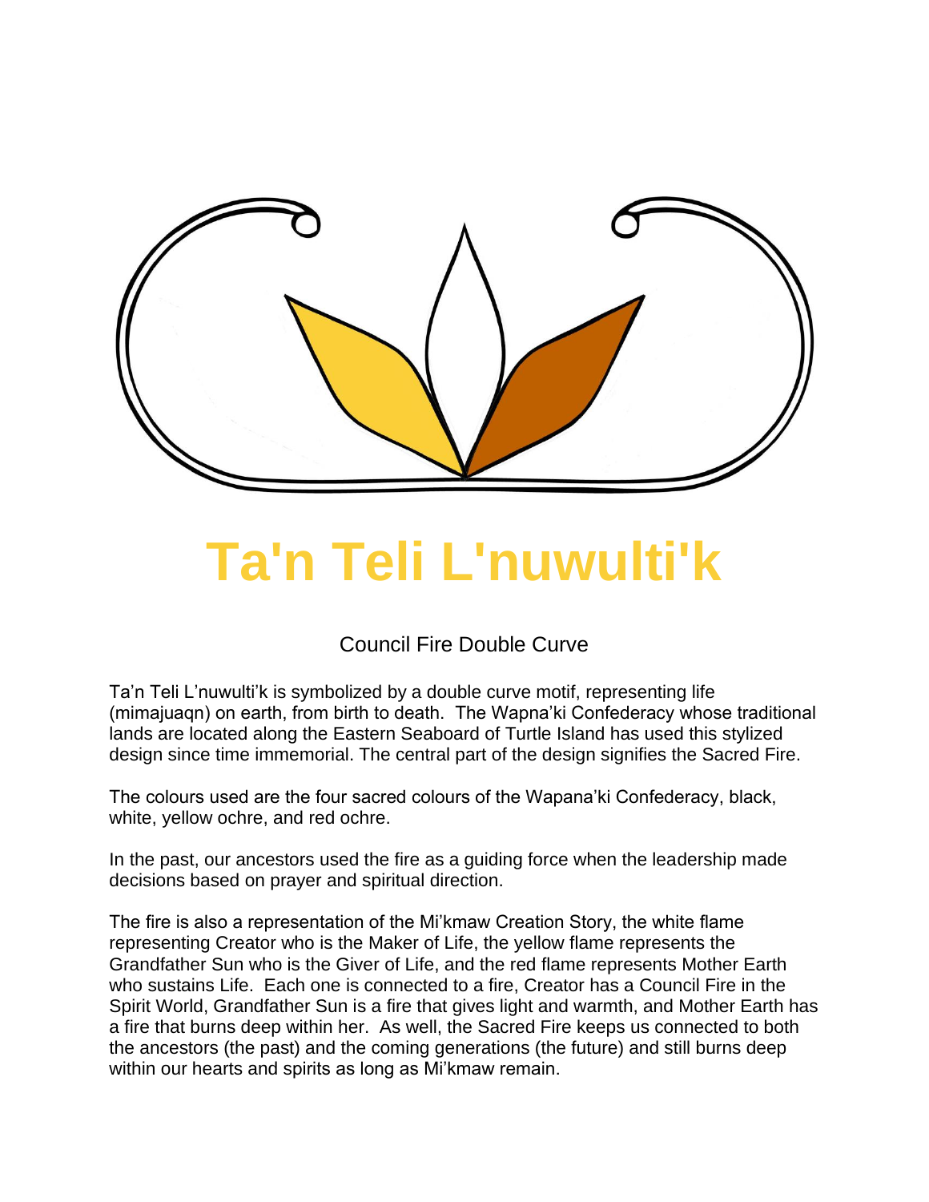# Ta'n Teli L'nuwulti'k

Council Fire Double Curve

Ta'n Teli L'nuwulti'k is symbolized by a double curve motif, representing life (mimajuaqn) on earth, from birth to death. The Wapna'ki Confederacy whose traditional lands are located along the Eastern Seaboard of Turtle Island has used this stylized design since time immemorial. The central part of the design signifies the Sacred Fire.

The colours used are the four sacred colours of the Wapana'ki Confederacy, black, white, yellow ochre, and red ochre.

In the past, our ancestors used the fire as a guiding force when the leadership made decisions based on prayer and spiritual direction.

The fire is also a representation of the Mi'kmaw Creation Story, the white flame representing Creator who is the Maker of Life, the yellow flame represents the Grandfather Sun who is the Giver of Life, and the red flame represents Mother Earth who sustains Life. Each one is connected to a fire, Creator has a Council Fire in the Spirit World, Grandfather Sun is a fire that gives light and warmth, and Mother Earth has a fire that burns deep within her. As well, the Sacred Fire keeps us connected to both the ancestors (the past) and the coming generations (the future) and still burns deep within our hearts and spirits as long as Mi'kmaw remain.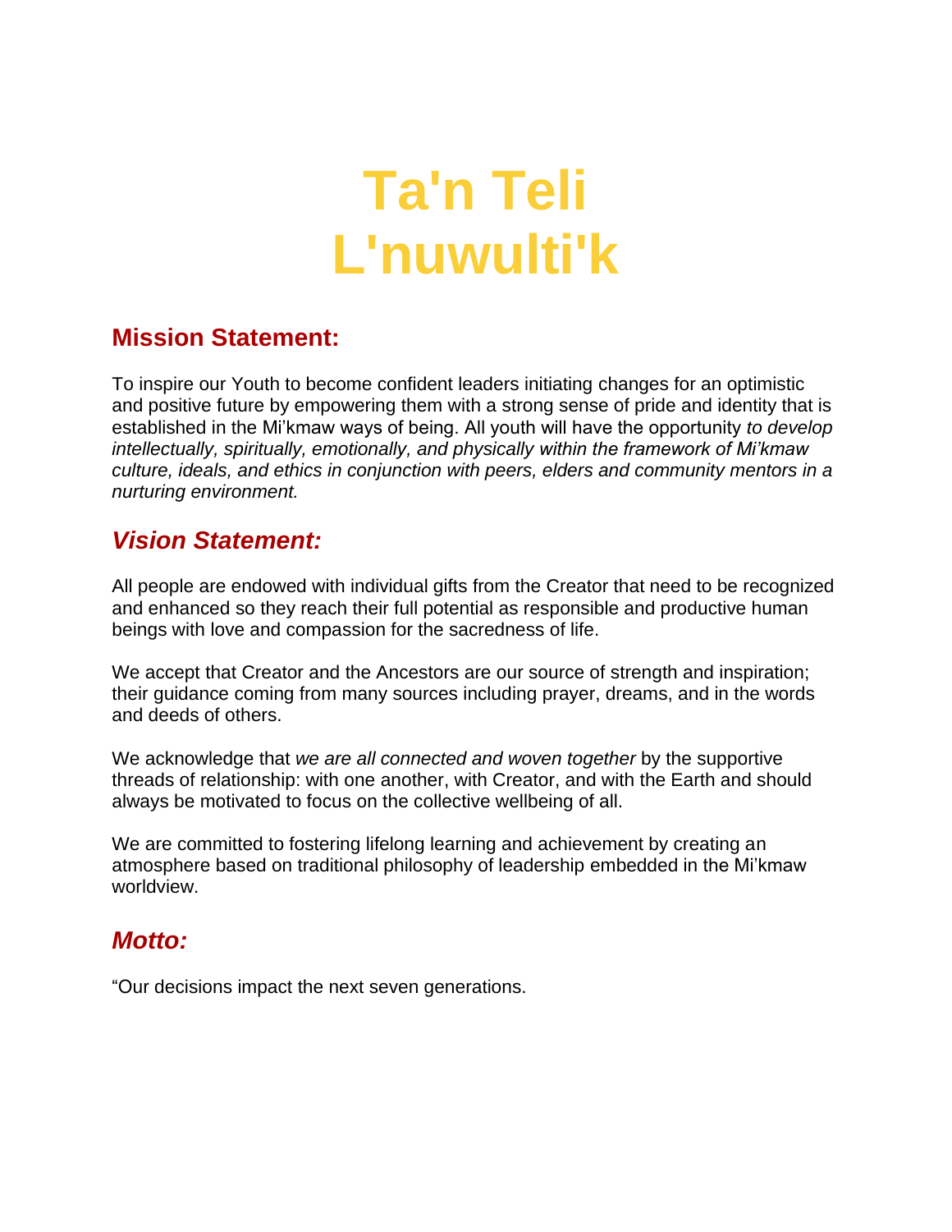# Ta'n Teli L'nuwulti'k

## Mission Statement:

To inspire our Youth to become confident leaders initiating changes for an optimistic and positive future by empowering them with a strong sense of pride and identity that is established in the Mi'kmaw ways of being. All youth will have the opportunity *to develop intellectually, spiritually, emotionally, and physically within the framework of Mi'kmaw culture, ideals, and ethics in conjunction with peers, elders and community mentors in a nurturing environment.*

## *Vision Statement:*

All people are endowed with individual gifts from the Creator that need to be recognized and enhanced so they reach their full potential as responsible and productive human beings with love and compassion for the sacredness of life.

We accept that Creator and the Ancestors are our source of strength and inspiration; their guidance coming from many sources including prayer, dreams, and in the words and deeds of others.

We acknowledge that *we are all connected and woven together* by the supportive threads of relationship: with one another, with Creator, and with the Earth and should always be motivated to focus on the collective wellbeing of all.

We are committed to fostering lifelong learning and achievement by creating an atmosphere based on traditional philosophy of leadership embedded in the Mi'kmaw worldview.

## *Motto:*

"Our decisions impact the next seven generations.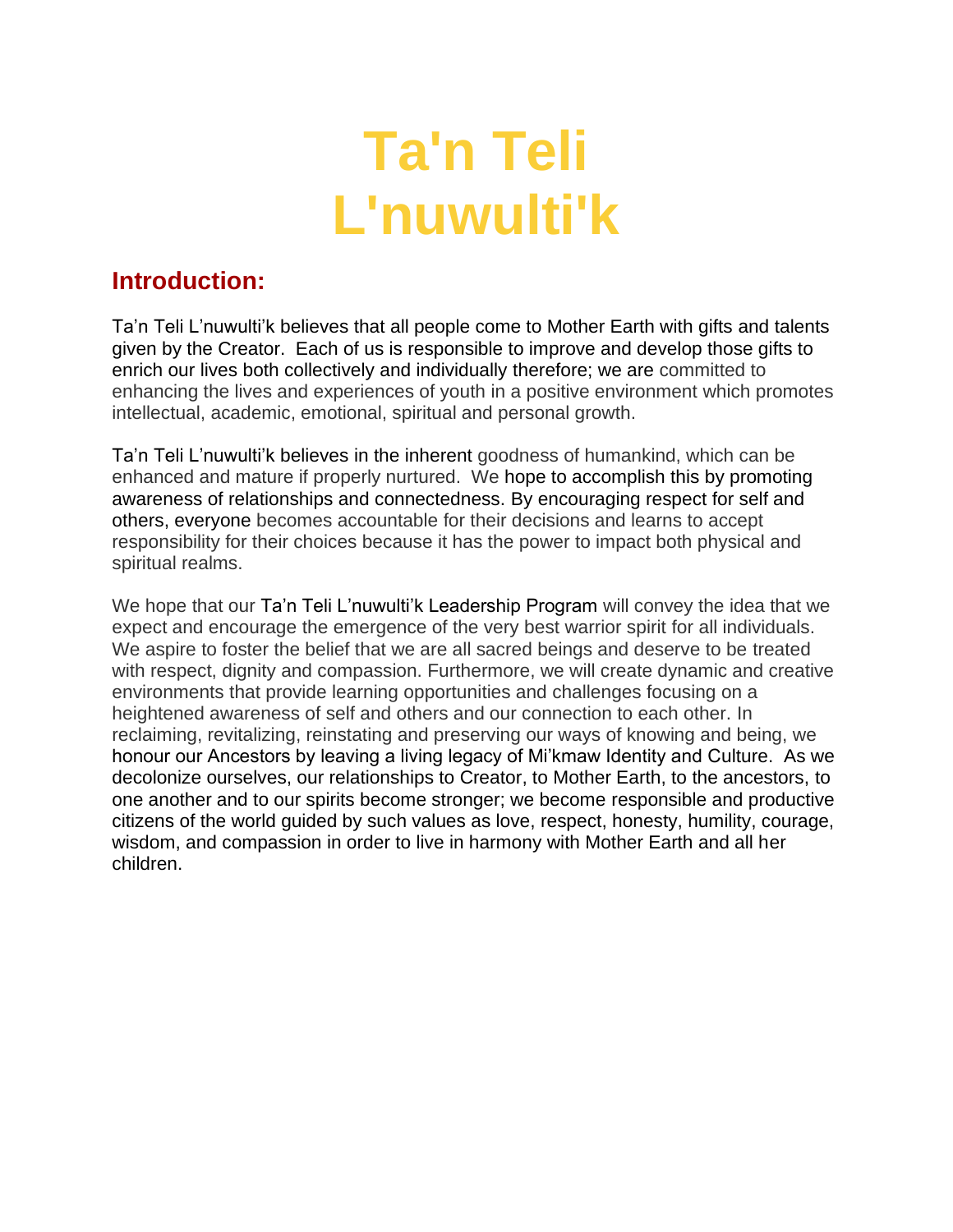# Ta'n Teli L'nuwulti'k

## Introduction:

Ta'n Teli L'nuwulti'k believes that all people come to Mother Earth with gifts and talents given by the Creator. Each of us is responsible to improve and develop those gifts to enrich our lives both collectively and individually therefore; we are committed to enhancing the lives and experiences of youth in a positive environment which promotes intellectual, academic, emotional, spiritual and personal growth.

Ta'n Teli L'nuwulti'k believes in the inherent goodness of humankind, which can be enhanced and mature if properly nurtured. We hope to accomplish this by promoting awareness of relationships and connectedness. By encouraging respect for self and others, everyone becomes accountable for their decisions and learns to accept responsibility for their choices because it has the power to impact both physical and spiritual realms.

We hope that our Ta'n Teli L'nuwulti'k Leadership Program will convey the idea that we expect and encourage the emergence of the very best warrior spirit for all individuals. We aspire to foster the belief that we are all sacred beings and deserve to be treated with respect, dignity and compassion. Furthermore, we will create dynamic and creative environments that provide learning opportunities and challenges focusing on a heightened awareness of self and others and our connection to each other. In reclaiming, revitalizing, reinstating and preserving our ways of knowing and being, we honour our Ancestors by leaving a living legacy of Mi'kmaw Identity and Culture. As we decolonize ourselves, our relationships to Creator, to Mother Earth, to the ancestors, to one another and to our spirits become stronger; we become responsible and productive citizens of the world guided by such values as love, respect, honesty, humility, courage, wisdom, and compassion in order to live in harmony with Mother Earth and all her children.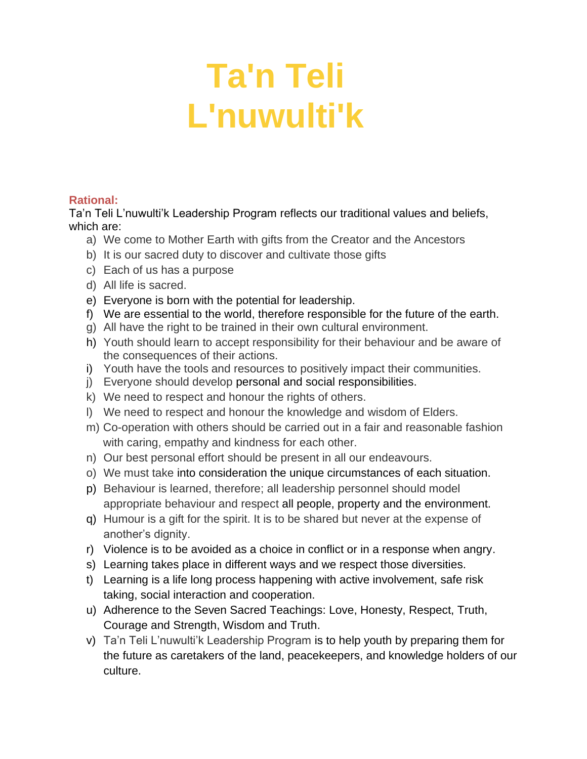# Ta'n Teli L'nuwulti'k

**Rational:**

Ta'n Teli L'nuwulti'k Leadership Program reflects our traditional values and beliefs, which are:

a) We come to Mother Earth with gifts from the Creator and the Ancestors
b) It is our sacred duty to discover and cultivate those gifts
c) Each of us has a purpose
d) All life is sacred.
e) Everyone is born with the potential for leadership.
f) We are essential to the world, therefore responsible for the future of the earth.
g) All have the right to be trained in their own cultural environment.
h) Youth should learn to accept responsibility for their behaviour and be aware of the consequences of their actions.
i) Youth have the tools and resources to positively impact their communities.
j) Everyone should develop personal and social responsibilities.
k) We need to respect and honour the rights of others.
l) We need to respect and honour the knowledge and wisdom of Elders.
m) Co-operation with others should be carried out in a fair and reasonable fashion with caring, empathy and kindness for each other.
n) Our best personal effort should be present in all our endeavours.
o) We must take into consideration the unique circumstances of each situation.
p) Behaviour is learned, therefore; all leadership personnel should model appropriate behaviour and respect all people, property and the environment.
q) Humour is a gift for the spirit. It is to be shared but never at the expense of another's dignity.
r) Violence is to be avoided as a choice in conflict or in a response when angry.
s) Learning takes place in different ways and we respect those diversities.
t) Learning is a life long process happening with active involvement, safe risk taking, social interaction and cooperation.
u) Adherence to the Seven Sacred Teachings: Love, Honesty, Respect, Truth, Courage and Strength, Wisdom and Truth.
v) Ta'n Teli L'nuwulti'k Leadership Program is to help youth by preparing them for the future as caretakers of the land, peacekeepers, and knowledge holders of our culture.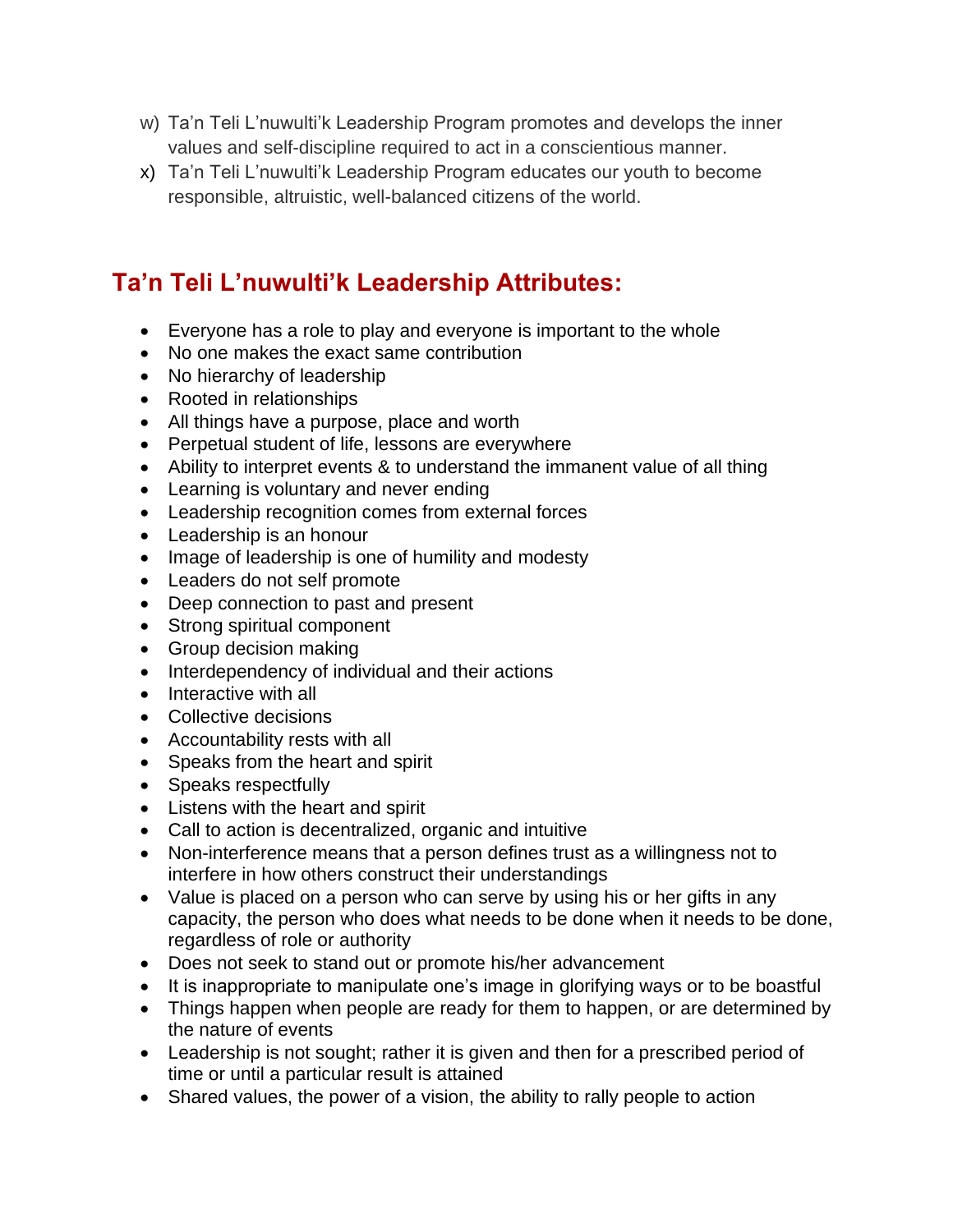w) Ta’n Teli L’nuwulti’k Leadership Program promotes and develops the inner values and self-discipline required to act in a conscientious manner.

x) Ta’n Teli L’nuwulti’k Leadership Program educates our youth to become responsible, altruistic, well-balanced citizens of the world.

## Ta’n Teli L’nuwulti’k Leadership Attributes:

- Everyone has a role to play and everyone is important to the whole
- No one makes the exact same contribution
- No hierarchy of leadership
- Rooted in relationships
- All things have a purpose, place and worth
- Perpetual student of life, lessons are everywhere
- Ability to interpret events & to understand the immanent value of all thing
- Learning is voluntary and never ending
- Leadership recognition comes from external forces
- Leadership is an honour
- Image of leadership is one of humility and modesty
- Leaders do not self promote
- Deep connection to past and present
- Strong spiritual component
- Group decision making
- Interdependency of individual and their actions
- Interactive with all
- Collective decisions
- Accountability rests with all
- Speaks from the heart and spirit
- Speaks respectfully
- Listens with the heart and spirit
- Call to action is decentralized, organic and intuitive
- Non-interference means that a person defines trust as a willingness not to interfere in how others construct their understandings
- Value is placed on a person who can serve by using his or her gifts in any capacity, the person who does what needs to be done when it needs to be done, regardless of role or authority
- Does not seek to stand out or promote his/her advancement
- It is inappropriate to manipulate one’s image in glorifying ways or to be boastful
- Things happen when people are ready for them to happen, or are determined by the nature of events
- Leadership is not sought; rather it is given and then for a prescribed period of time or until a particular result is attained
- Shared values, the power of a vision, the ability to rally people to action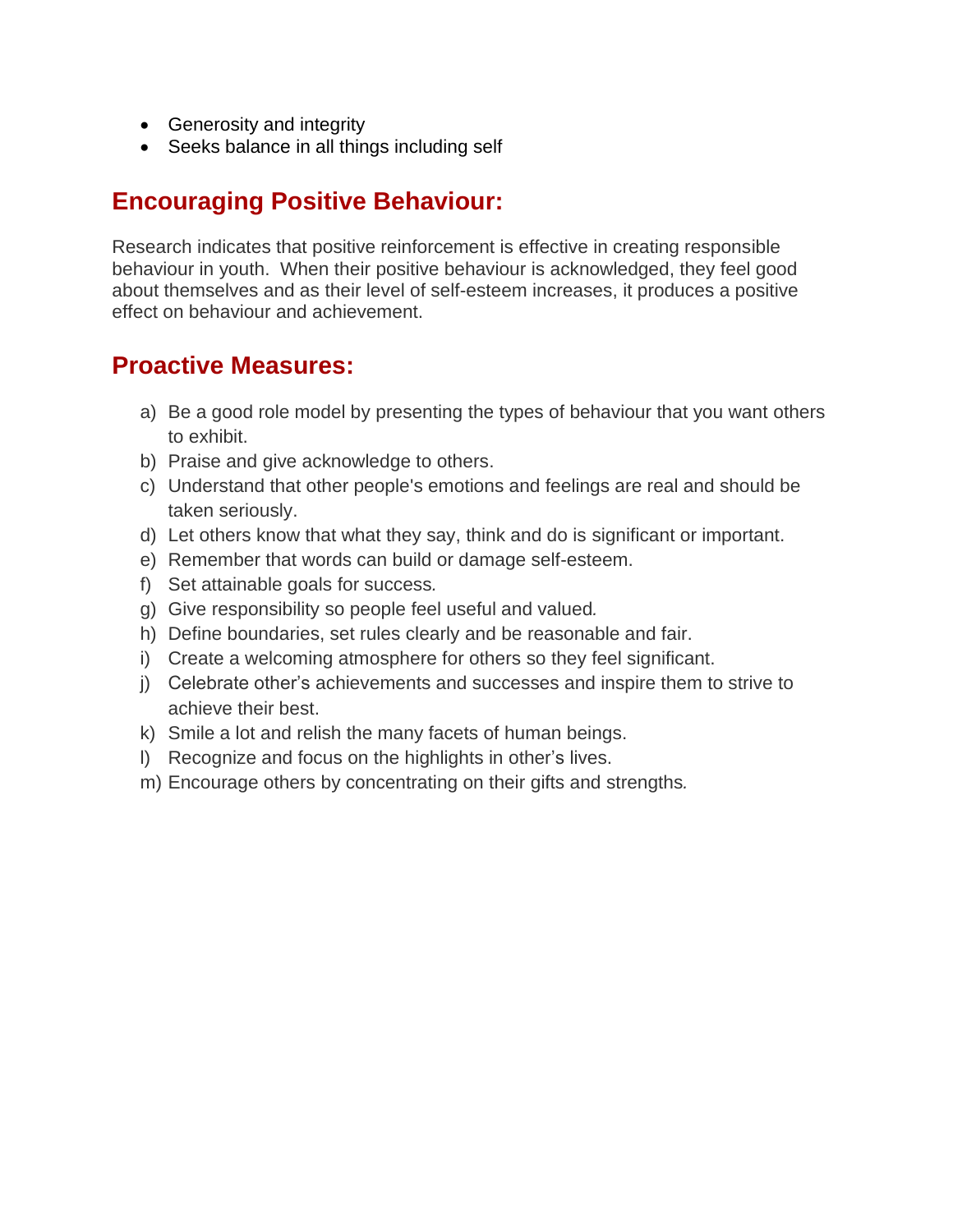- Generosity and integrity
- Seeks balance in all things including self

## Encouraging Positive Behaviour:

Research indicates that positive reinforcement is effective in creating responsible behaviour in youth. When their positive behaviour is acknowledged, they feel good about themselves and as their level of self-esteem increases, it produces a positive effect on behaviour and achievement.

## Proactive Measures:

a) Be a good role model by presenting the types of behaviour that you want others to exhibit.
b) Praise and give acknowledge to others.
c) Understand that other people's emotions and feelings are real and should be taken seriously.
d) Let others know that what they say, think and do is significant or important.
e) Remember that words can build or damage self-esteem.
f) Set attainable goals for success.
g) Give responsibility so people feel useful and valued.
h) Define boundaries, set rules clearly and be reasonable and fair.
i) Create a welcoming atmosphere for others so they feel significant.
j) Celebrate other's achievements and successes and inspire them to strive to achieve their best.
k) Smile a lot and relish the many facets of human beings.
l) Recognize and focus on the highlights in other's lives.
m) Encourage others by concentrating on their gifts and strengths.